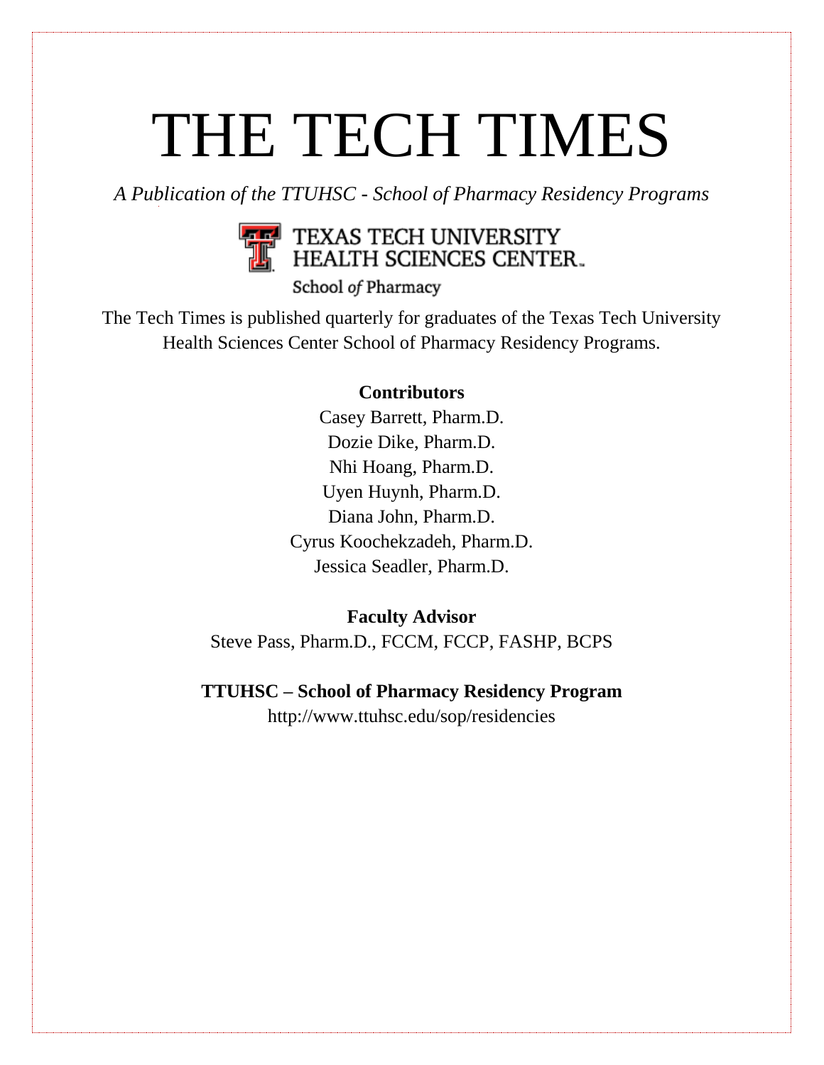# THE TECH TIMES

*A Publication of the TTUHSC - School of Pharmacy Residency Programs*

TEXAS TECH UNIVERSITY HEALTH SCIENCES CENTER

School *of* Pharmacy

The Tech Times is published quarterly for graduates of the Texas Tech University Health Sciences Center School of Pharmacy Residency Programs.

**Contributors**

Casey Barrett, Pharm.D.
Dozie Dike, Pharm.D.
Nhi Hoang, Pharm.D.
Uyen Huynh, Pharm.D.
Diana John, Pharm.D.
Cyrus Koochekzadeh, Pharm.D.
Jessica Seadler, Pharm.D.

**Faculty Advisor**

Steve Pass, Pharm.D., FCCM, FCCP, FASHP, BCPS

**TTUHSC – School of Pharmacy Residency Program**

http://www.ttuhsc.edu/sop/residencies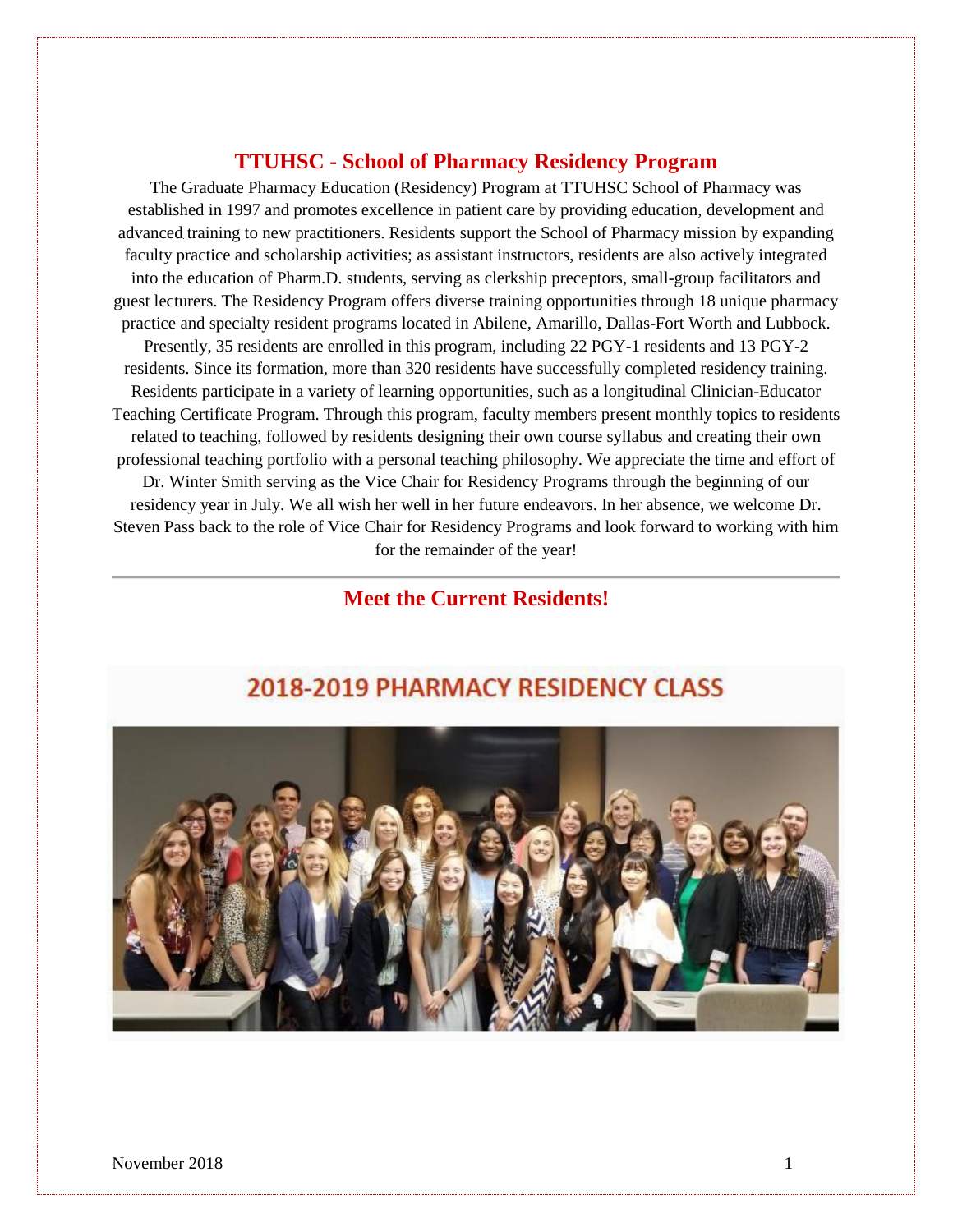## TTUHSC - School of Pharmacy Residency Program

The Graduate Pharmacy Education (Residency) Program at TTUHSC School of Pharmacy was established in 1997 and promotes excellence in patient care by providing education, development and advanced training to new practitioners. Residents support the School of Pharmacy mission by expanding faculty practice and scholarship activities; as assistant instructors, residents are also actively integrated into the education of Pharm.D. students, serving as clerkship preceptors, small-group facilitators and guest lecturers. The Residency Program offers diverse training opportunities through 18 unique pharmacy practice and specialty resident programs located in Abilene, Amarillo, Dallas-Fort Worth and Lubbock. Presently, 35 residents are enrolled in this program, including 22 PGY-1 residents and 13 PGY-2 residents. Since its formation, more than 320 residents have successfully completed residency training. Residents participate in a variety of learning opportunities, such as a longitudinal Clinician-Educator Teaching Certificate Program. Through this program, faculty members present monthly topics to residents related to teaching, followed by residents designing their own course syllabus and creating their own professional teaching portfolio with a personal teaching philosophy. We appreciate the time and effort of Dr. Winter Smith serving as the Vice Chair for Residency Programs through the beginning of our residency year in July. We all wish her well in her future endeavors. In her absence, we welcome Dr. Steven Pass back to the role of Vice Chair for Residency Programs and look forward to working with him for the remainder of the year!

---

## Meet the Current Residents!

2018-2019 PHARMACY RESIDENCY CLASS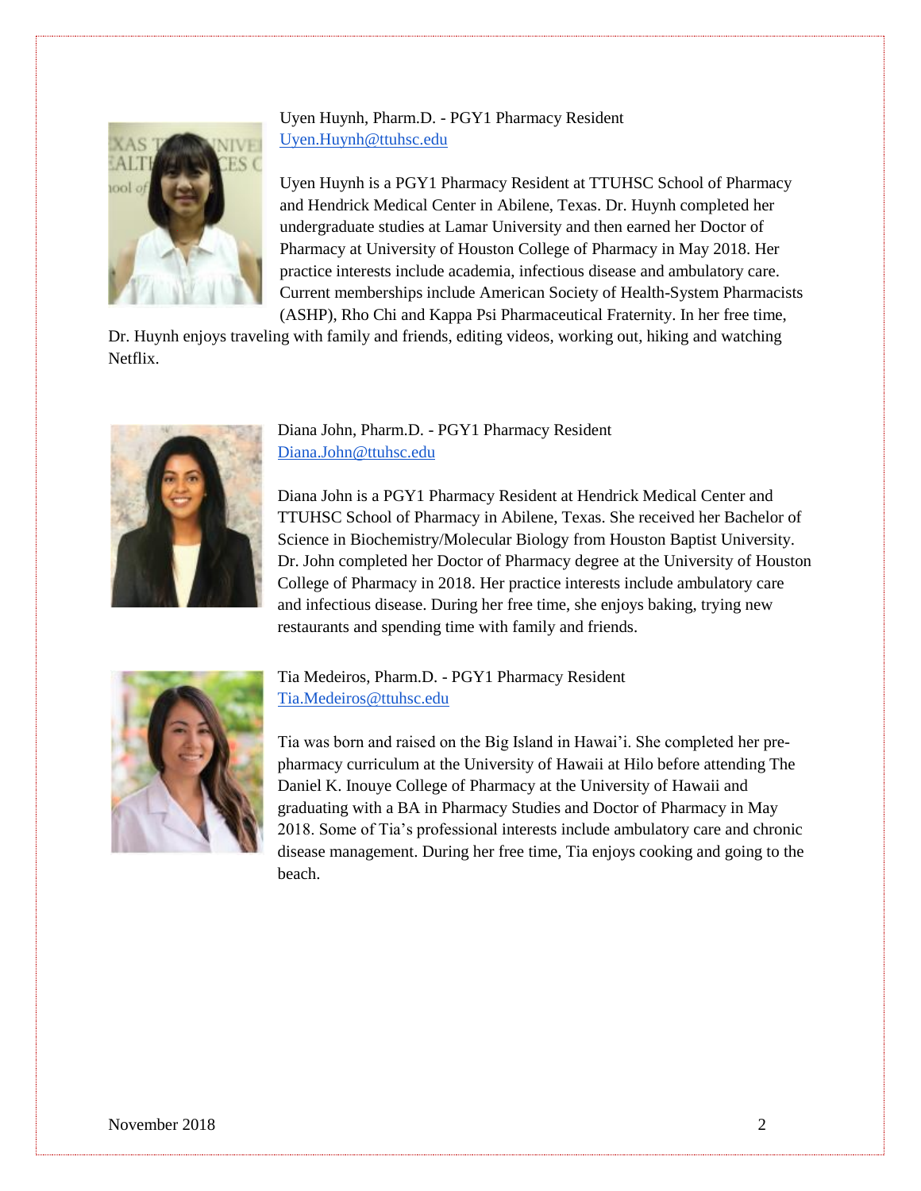Uyen Huynh, Pharm.D. - PGY1 Pharmacy Resident
Uyen.Huynh@ttuhsc.edu

Uyen Huynh is a PGY1 Pharmacy Resident at TTUHSC School of Pharmacy and Hendrick Medical Center in Abilene, Texas. Dr. Huynh completed her undergraduate studies at Lamar University and then earned her Doctor of Pharmacy at University of Houston College of Pharmacy in May 2018. Her practice interests include academia, infectious disease and ambulatory care. Current memberships include American Society of Health-System Pharmacists (ASHP), Rho Chi and Kappa Psi Pharmaceutical Fraternity. In her free time, Dr. Huynh enjoys traveling with family and friends, editing videos, working out, hiking and watching Netflix.

Diana John, Pharm.D. - PGY1 Pharmacy Resident
Diana.John@ttuhsc.edu

Diana John is a PGY1 Pharmacy Resident at Hendrick Medical Center and TTUHSC School of Pharmacy in Abilene, Texas. She received her Bachelor of Science in Biochemistry/Molecular Biology from Houston Baptist University. Dr. John completed her Doctor of Pharmacy degree at the University of Houston College of Pharmacy in 2018. Her practice interests include ambulatory care and infectious disease. During her free time, she enjoys baking, trying new restaurants and spending time with family and friends.

Tia Medeiros, Pharm.D. - PGY1 Pharmacy Resident
Tia.Medeiros@ttuhsc.edu

Tia was born and raised on the Big Island in Hawai'i. She completed her pre-pharmacy curriculum at the University of Hawaii at Hilo before attending The Daniel K. Inouye College of Pharmacy at the University of Hawaii and graduating with a BA in Pharmacy Studies and Doctor of Pharmacy in May 2018. Some of Tia's professional interests include ambulatory care and chronic disease management. During her free time, Tia enjoys cooking and going to the beach.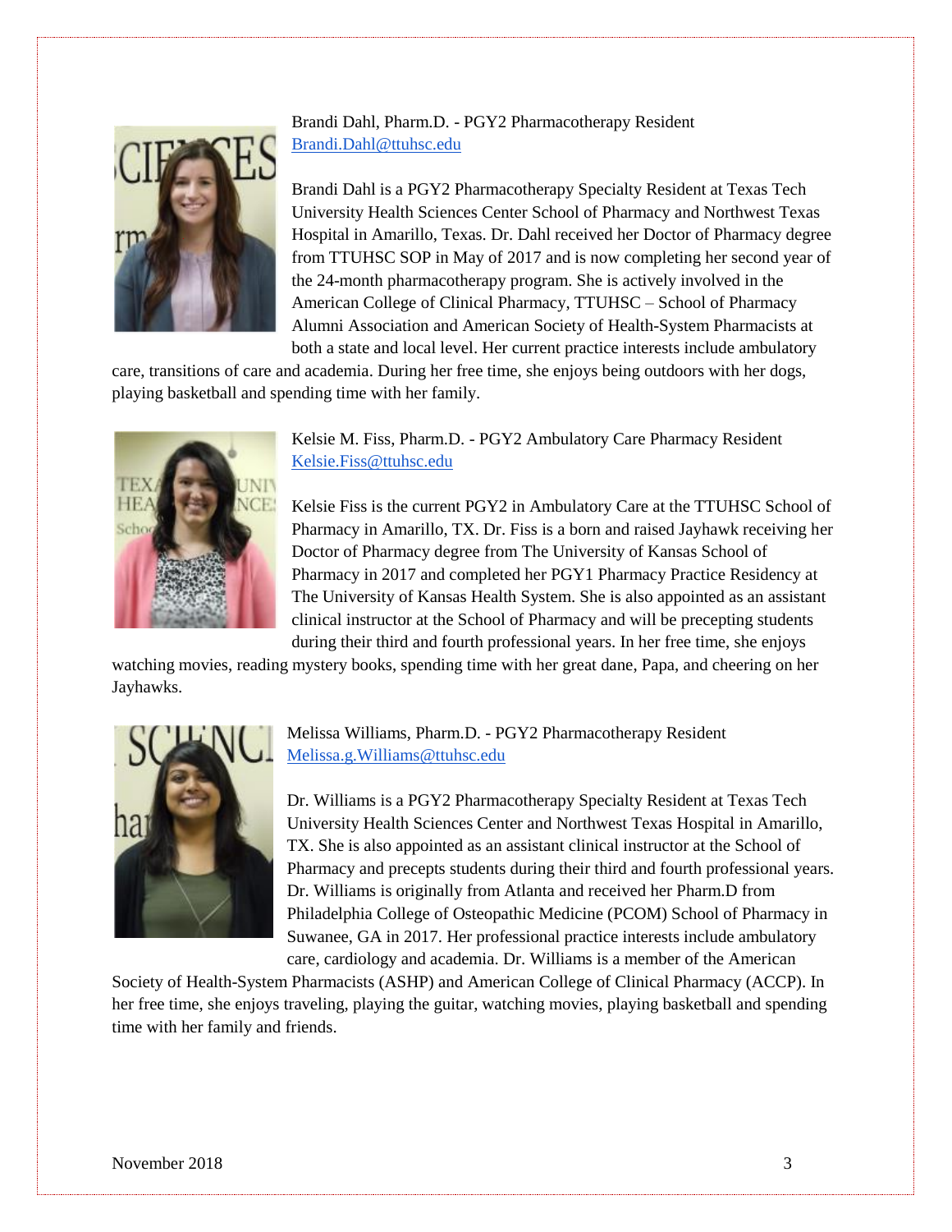Brandi Dahl, Pharm.D. - PGY2 Pharmacotherapy Resident
Brandi.Dahl@ttuhsc.edu

Brandi Dahl is a PGY2 Pharmacotherapy Specialty Resident at Texas Tech University Health Sciences Center School of Pharmacy and Northwest Texas Hospital in Amarillo, Texas. Dr. Dahl received her Doctor of Pharmacy degree from TTUHSC SOP in May of 2017 and is now completing her second year of the 24-month pharmacotherapy program. She is actively involved in the American College of Clinical Pharmacy, TTUHSC – School of Pharmacy Alumni Association and American Society of Health-System Pharmacists at both a state and local level. Her current practice interests include ambulatory care, transitions of care and academia. During her free time, she enjoys being outdoors with her dogs, playing basketball and spending time with her family.

Kelsie M. Fiss, Pharm.D. - PGY2 Ambulatory Care Pharmacy Resident
Kelsie.Fiss@ttuhsc.edu

Kelsie Fiss is the current PGY2 in Ambulatory Care at the TTUHSC School of Pharmacy in Amarillo, TX. Dr. Fiss is a born and raised Jayhawk receiving her Doctor of Pharmacy degree from The University of Kansas School of Pharmacy in 2017 and completed her PGY1 Pharmacy Practice Residency at The University of Kansas Health System. She is also appointed as an assistant clinical instructor at the School of Pharmacy and will be precepting students during their third and fourth professional years. In her free time, she enjoys watching movies, reading mystery books, spending time with her great dane, Papa, and cheering on her Jayhawks.

Melissa Williams, Pharm.D. - PGY2 Pharmacotherapy Resident
Melissa.g.Williams@ttuhsc.edu

Dr. Williams is a PGY2 Pharmacotherapy Specialty Resident at Texas Tech University Health Sciences Center and Northwest Texas Hospital in Amarillo, TX. She is also appointed as an assistant clinical instructor at the School of Pharmacy and precepts students during their third and fourth professional years. Dr. Williams is originally from Atlanta and received her Pharm.D from Philadelphia College of Osteopathic Medicine (PCOM) School of Pharmacy in Suwanee, GA in 2017. Her professional practice interests include ambulatory care, cardiology and academia. Dr. Williams is a member of the American Society of Health-System Pharmacists (ASHP) and American College of Clinical Pharmacy (ACCP). In her free time, she enjoys traveling, playing the guitar, watching movies, playing basketball and spending time with her family and friends.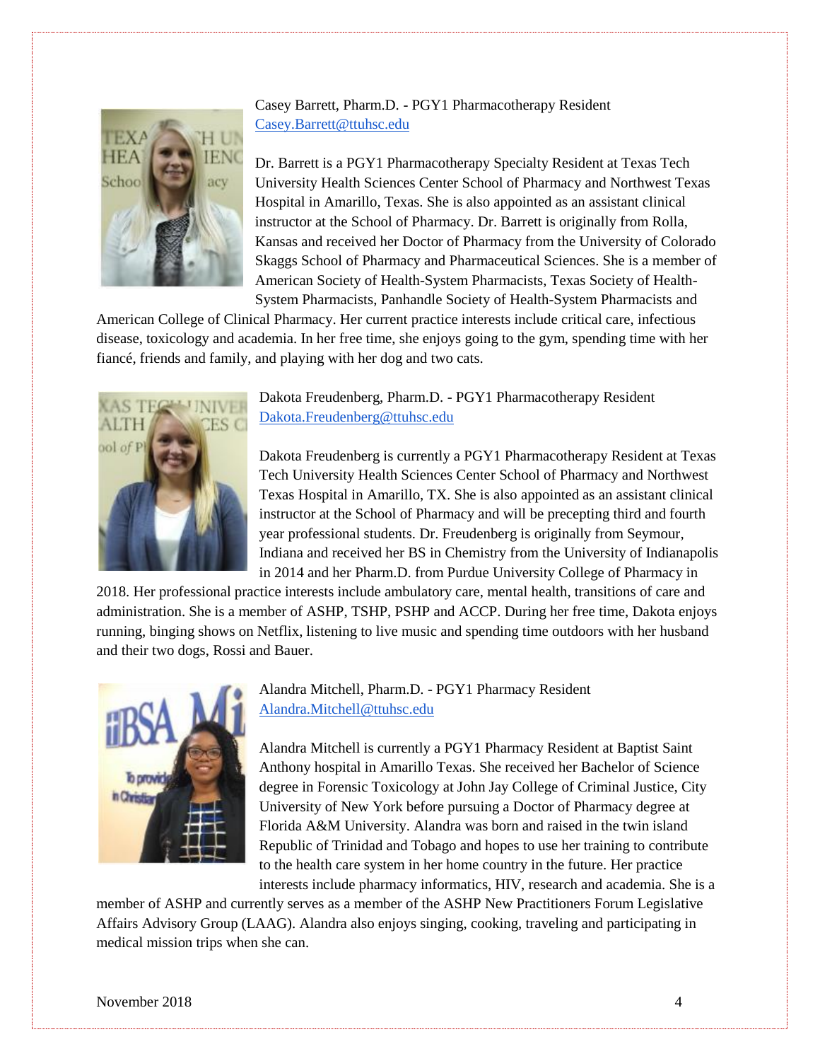Casey Barrett, Pharm.D. - PGY1 Pharmacotherapy Resident
Casey.Barrett@ttuhsc.edu

Dr. Barrett is a PGY1 Pharmacotherapy Specialty Resident at Texas Tech University Health Sciences Center School of Pharmacy and Northwest Texas Hospital in Amarillo, Texas. She is also appointed as an assistant clinical instructor at the School of Pharmacy. Dr. Barrett is originally from Rolla, Kansas and received her Doctor of Pharmacy from the University of Colorado Skaggs School of Pharmacy and Pharmaceutical Sciences. She is a member of American Society of Health-System Pharmacists, Texas Society of Health-System Pharmacists, Panhandle Society of Health-System Pharmacists and American College of Clinical Pharmacy. Her current practice interests include critical care, infectious disease, toxicology and academia. In her free time, she enjoys going to the gym, spending time with her fiancé, friends and family, and playing with her dog and two cats.

Dakota Freudenberg, Pharm.D. - PGY1 Pharmacotherapy Resident
Dakota.Freudenberg@ttuhsc.edu

Dakota Freudenberg is currently a PGY1 Pharmacotherapy Resident at Texas Tech University Health Sciences Center School of Pharmacy and Northwest Texas Hospital in Amarillo, TX. She is also appointed as an assistant clinical instructor at the School of Pharmacy and will be precepting third and fourth year professional students. Dr. Freudenberg is originally from Seymour, Indiana and received her BS in Chemistry from the University of Indianapolis in 2014 and her Pharm.D. from Purdue University College of Pharmacy in 2018. Her professional practice interests include ambulatory care, mental health, transitions of care and administration. She is a member of ASHP, TSHP, PSHP and ACCP. During her free time, Dakota enjoys running, binging shows on Netflix, listening to live music and spending time outdoors with her husband and their two dogs, Rossi and Bauer.

Alandra Mitchell, Pharm.D. - PGY1 Pharmacy Resident
Alandra.Mitchell@ttuhsc.edu

Alandra Mitchell is currently a PGY1 Pharmacy Resident at Baptist Saint Anthony hospital in Amarillo Texas. She received her Bachelor of Science degree in Forensic Toxicology at John Jay College of Criminal Justice, City University of New York before pursuing a Doctor of Pharmacy degree at Florida A&M University. Alandra was born and raised in the twin island Republic of Trinidad and Tobago and hopes to use her training to contribute to the health care system in her home country in the future. Her practice interests include pharmacy informatics, HIV, research and academia. She is a member of ASHP and currently serves as a member of the ASHP New Practitioners Forum Legislative Affairs Advisory Group (LAAG). Alandra also enjoys singing, cooking, traveling and participating in medical mission trips when she can.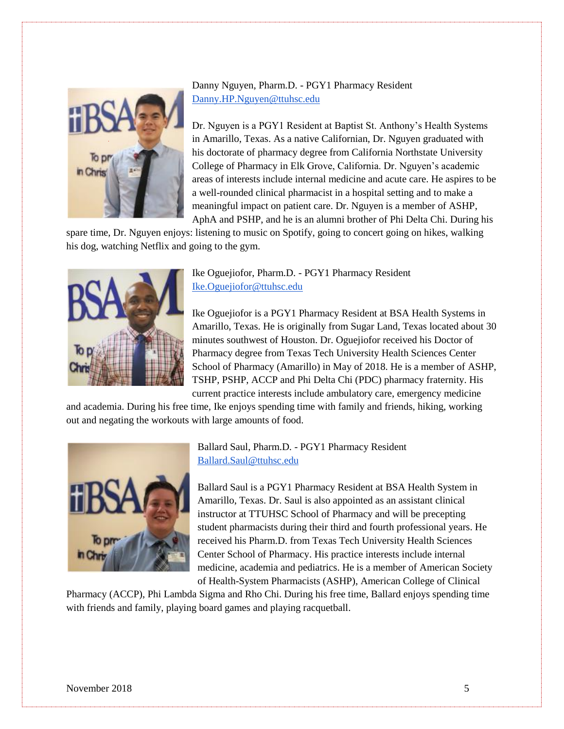Danny Nguyen, Pharm.D. - PGY1 Pharmacy Resident
Danny.HP.Nguyen@ttuhsc.edu

Dr. Nguyen is a PGY1 Resident at Baptist St. Anthony's Health Systems in Amarillo, Texas. As a native Californian, Dr. Nguyen graduated with his doctorate of pharmacy degree from California Northstate University College of Pharmacy in Elk Grove, California. Dr. Nguyen's academic areas of interests include internal medicine and acute care. He aspires to be a well-rounded clinical pharmacist in a hospital setting and to make a meaningful impact on patient care. Dr. Nguyen is a member of ASHP, AphA and PSHP, and he is an alumni brother of Phi Delta Chi. During his spare time, Dr. Nguyen enjoys: listening to music on Spotify, going to concert going on hikes, walking his dog, watching Netflix and going to the gym.

Ike Oguejiofor, Pharm.D. - PGY1 Pharmacy Resident
Ike.Oguejiofor@ttuhsc.edu

Ike Oguejiofor is a PGY1 Pharmacy Resident at BSA Health Systems in Amarillo, Texas. He is originally from Sugar Land, Texas located about 30 minutes southwest of Houston. Dr. Oguejiofor received his Doctor of Pharmacy degree from Texas Tech University Health Sciences Center School of Pharmacy (Amarillo) in May of 2018. He is a member of ASHP, TSHP, PSHP, ACCP and Phi Delta Chi (PDC) pharmacy fraternity. His current practice interests include ambulatory care, emergency medicine and academia. During his free time, Ike enjoys spending time with family and friends, hiking, working out and negating the workouts with large amounts of food.

Ballard Saul, Pharm.D. - PGY1 Pharmacy Resident
Ballard.Saul@ttuhsc.edu

Ballard Saul is a PGY1 Pharmacy Resident at BSA Health System in Amarillo, Texas. Dr. Saul is also appointed as an assistant clinical instructor at TTUHSC School of Pharmacy and will be precepting student pharmacists during their third and fourth professional years. He received his Pharm.D. from Texas Tech University Health Sciences Center School of Pharmacy. His practice interests include internal medicine, academia and pediatrics. He is a member of American Society of Health-System Pharmacists (ASHP), American College of Clinical Pharmacy (ACCP), Phi Lambda Sigma and Rho Chi. During his free time, Ballard enjoys spending time with friends and family, playing board games and playing racquetball.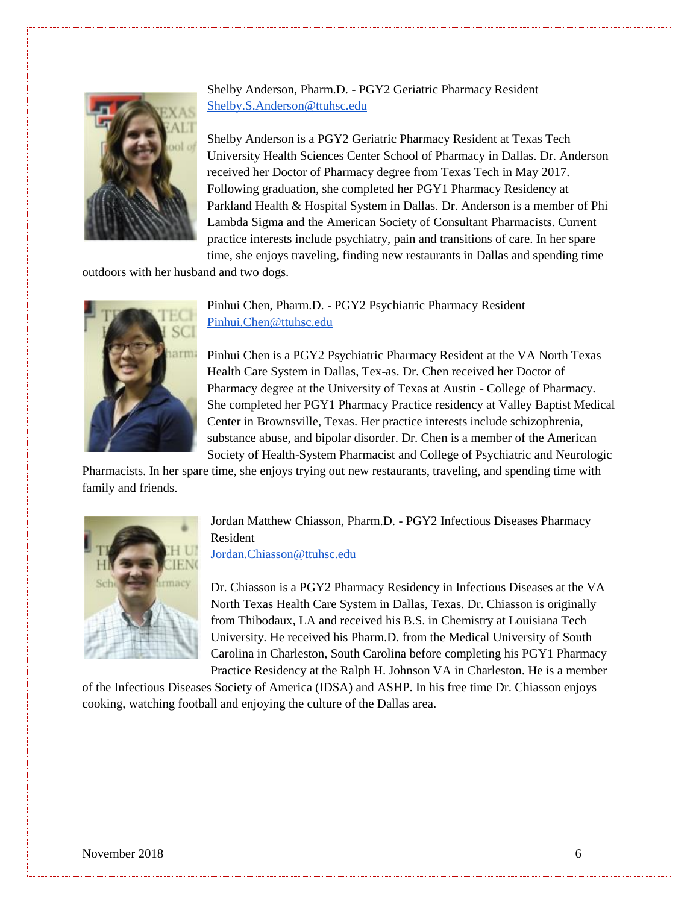Shelby Anderson, Pharm.D. - PGY2 Geriatric Pharmacy Resident
Shelby.S.Anderson@ttuhsc.edu

Shelby Anderson is a PGY2 Geriatric Pharmacy Resident at Texas Tech University Health Sciences Center School of Pharmacy in Dallas. Dr. Anderson received her Doctor of Pharmacy degree from Texas Tech in May 2017. Following graduation, she completed her PGY1 Pharmacy Residency at Parkland Health & Hospital System in Dallas. Dr. Anderson is a member of Phi Lambda Sigma and the American Society of Consultant Pharmacists. Current practice interests include psychiatry, pain and transitions of care. In her spare time, she enjoys traveling, finding new restaurants in Dallas and spending time outdoors with her husband and two dogs.

Pinhui Chen, Pharm.D. - PGY2 Psychiatric Pharmacy Resident
Pinhui.Chen@ttuhsc.edu

Pinhui Chen is a PGY2 Psychiatric Pharmacy Resident at the VA North Texas Health Care System in Dallas, Tex-as. Dr. Chen received her Doctor of Pharmacy degree at the University of Texas at Austin - College of Pharmacy. She completed her PGY1 Pharmacy Practice residency at Valley Baptist Medical Center in Brownsville, Texas. Her practice interests include schizophrenia, substance abuse, and bipolar disorder. Dr. Chen is a member of the American Society of Health-System Pharmacist and College of Psychiatric and Neurologic Pharmacists. In her spare time, she enjoys trying out new restaurants, traveling, and spending time with family and friends.

Jordan Matthew Chiasson, Pharm.D. - PGY2 Infectious Diseases Pharmacy Resident
Jordan.Chiasson@ttuhsc.edu

Dr. Chiasson is a PGY2 Pharmacy Residency in Infectious Diseases at the VA North Texas Health Care System in Dallas, Texas. Dr. Chiasson is originally from Thibodaux, LA and received his B.S. in Chemistry at Louisiana Tech University. He received his Pharm.D. from the Medical University of South Carolina in Charleston, South Carolina before completing his PGY1 Pharmacy Practice Residency at the Ralph H. Johnson VA in Charleston. He is a member of the Infectious Diseases Society of America (IDSA) and ASHP. In his free time Dr. Chiasson enjoys cooking, watching football and enjoying the culture of the Dallas area.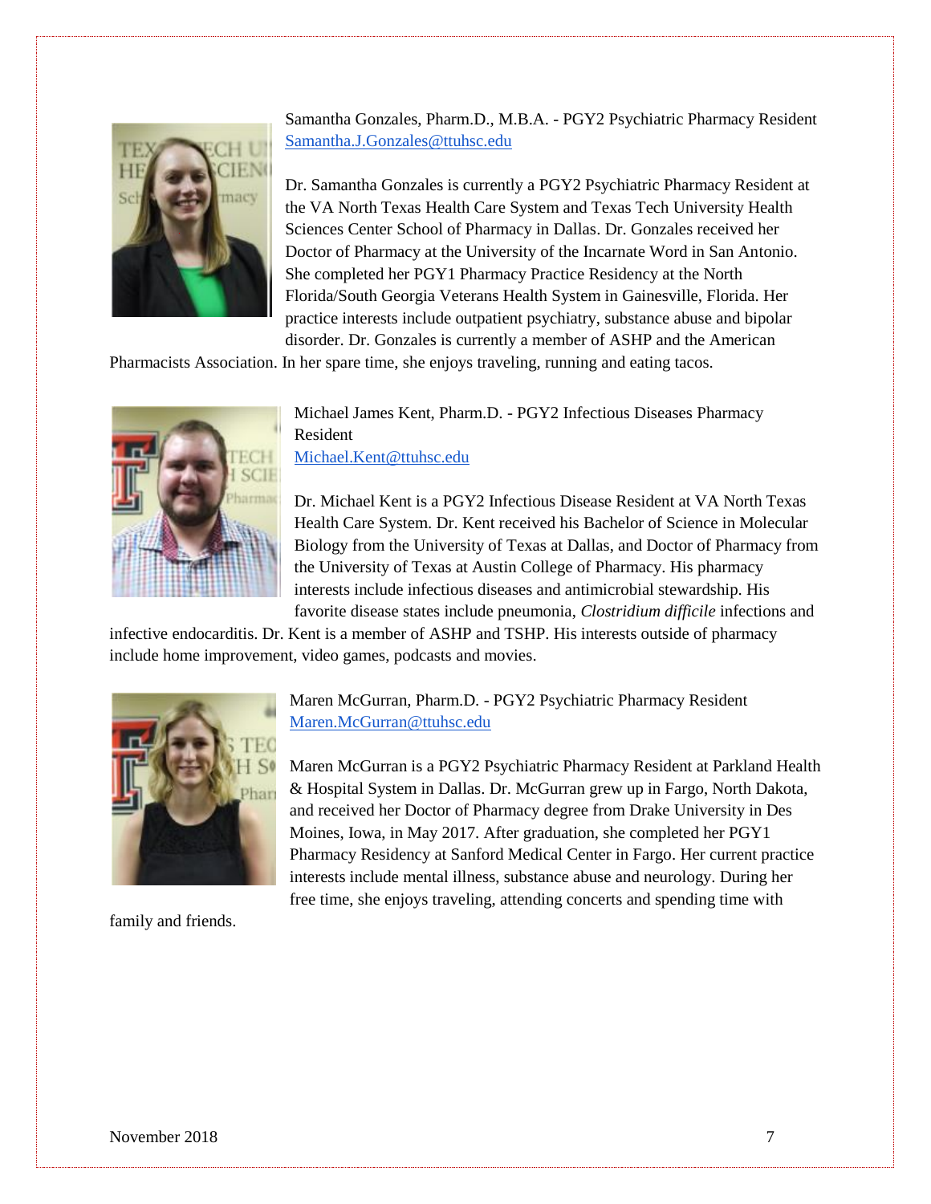Samantha Gonzales, Pharm.D., M.B.A. - PGY2 Psychiatric Pharmacy Resident
Samantha.J.Gonzales@ttuhsc.edu

Dr. Samantha Gonzales is currently a PGY2 Psychiatric Pharmacy Resident at the VA North Texas Health Care System and Texas Tech University Health Sciences Center School of Pharmacy in Dallas. Dr. Gonzales received her Doctor of Pharmacy at the University of the Incarnate Word in San Antonio. She completed her PGY1 Pharmacy Practice Residency at the North Florida/South Georgia Veterans Health System in Gainesville, Florida. Her practice interests include outpatient psychiatry, substance abuse and bipolar disorder. Dr. Gonzales is currently a member of ASHP and the American Pharmacists Association. In her spare time, she enjoys traveling, running and eating tacos.

Michael James Kent, Pharm.D. - PGY2 Infectious Diseases Pharmacy Resident
Michael.Kent@ttuhsc.edu

Dr. Michael Kent is a PGY2 Infectious Disease Resident at VA North Texas Health Care System. Dr. Kent received his Bachelor of Science in Molecular Biology from the University of Texas at Dallas, and Doctor of Pharmacy from the University of Texas at Austin College of Pharmacy. His pharmacy interests include infectious diseases and antimicrobial stewardship. His favorite disease states include pneumonia, *Clostridium difficile* infections and infective endocarditis. Dr. Kent is a member of ASHP and TSHP. His interests outside of pharmacy include home improvement, video games, podcasts and movies.

Maren McGurran, Pharm.D. - PGY2 Psychiatric Pharmacy Resident
Maren.McGurran@ttuhsc.edu

Maren McGurran is a PGY2 Psychiatric Pharmacy Resident at Parkland Health & Hospital System in Dallas. Dr. McGurran grew up in Fargo, North Dakota, and received her Doctor of Pharmacy degree from Drake University in Des Moines, Iowa, in May 2017. After graduation, she completed her PGY1 Pharmacy Residency at Sanford Medical Center in Fargo. Her current practice interests include mental illness, substance abuse and neurology. During her free time, she enjoys traveling, attending concerts and spending time with family and friends.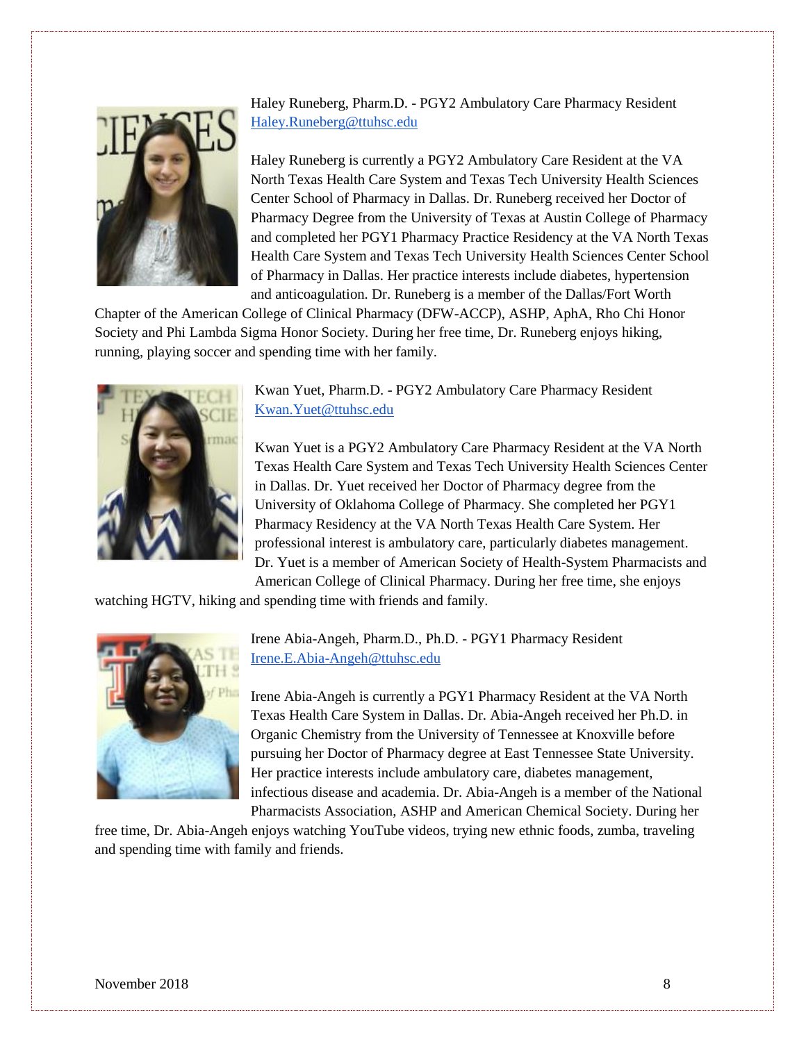Haley Runeberg, Pharm.D. - PGY2 Ambulatory Care Pharmacy Resident
Haley.Runeberg@ttuhsc.edu

Haley Runeberg is currently a PGY2 Ambulatory Care Resident at the VA North Texas Health Care System and Texas Tech University Health Sciences Center School of Pharmacy in Dallas. Dr. Runeberg received her Doctor of Pharmacy Degree from the University of Texas at Austin College of Pharmacy and completed her PGY1 Pharmacy Practice Residency at the VA North Texas Health Care System and Texas Tech University Health Sciences Center School of Pharmacy in Dallas. Her practice interests include diabetes, hypertension and anticoagulation. Dr. Runeberg is a member of the Dallas/Fort Worth Chapter of the American College of Clinical Pharmacy (DFW-ACCP), ASHP, APhA, Rho Chi Honor Society and Phi Lambda Sigma Honor Society. During her free time, Dr. Runeberg enjoys hiking, running, playing soccer and spending time with her family.

Kwan Yuet, Pharm.D. - PGY2 Ambulatory Care Pharmacy Resident
Kwan.Yuet@ttuhsc.edu

Kwan Yuet is a PGY2 Ambulatory Care Pharmacy Resident at the VA North Texas Health Care System and Texas Tech University Health Sciences Center in Dallas. Dr. Yuet received her Doctor of Pharmacy degree from the University of Oklahoma College of Pharmacy. She completed her PGY1 Pharmacy Residency at the VA North Texas Health Care System. Her professional interest is ambulatory care, particularly diabetes management. Dr. Yuet is a member of American Society of Health-System Pharmacists and American College of Clinical Pharmacy. During her free time, she enjoys watching HGTV, hiking and spending time with friends and family.

Irene Abia-Angeh, Pharm.D., Ph.D. - PGY1 Pharmacy Resident
Irene.E.Abia-Angeh@ttuhsc.edu

Irene Abia-Angeh is currently a PGY1 Pharmacy Resident at the VA North Texas Health Care System in Dallas. Dr. Abia-Angeh received her Ph.D. in Organic Chemistry from the University of Tennessee at Knoxville before pursuing her Doctor of Pharmacy degree at East Tennessee State University. Her practice interests include ambulatory care, diabetes management, infectious disease and academia. Dr. Abia-Angeh is a member of the National Pharmacists Association, ASHP and American Chemical Society. During her free time, Dr. Abia-Angeh enjoys watching YouTube videos, trying new ethnic foods, zumba, traveling and spending time with family and friends.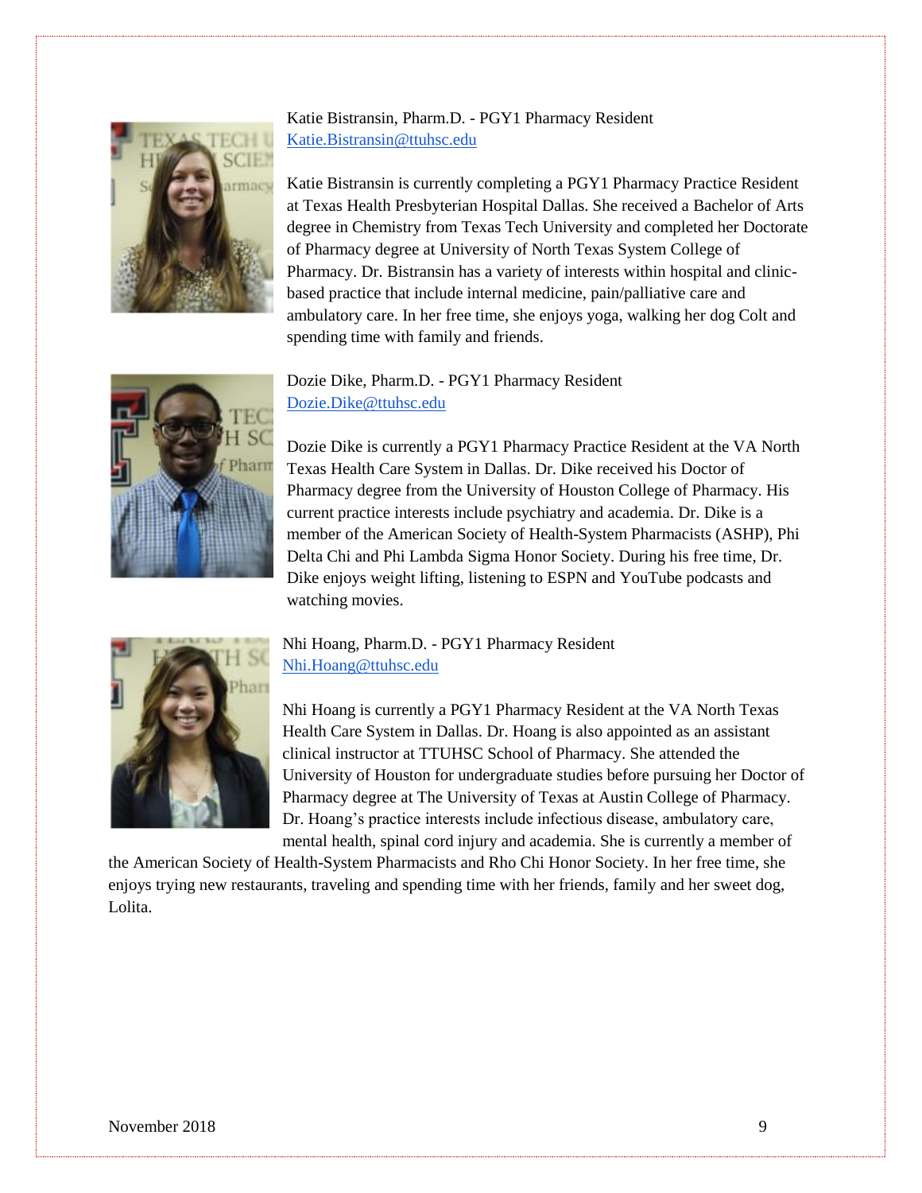Katie Bistransin, Pharm.D. - PGY1 Pharmacy Resident
Katie.Bistransin@ttuhsc.edu

Katie Bistransin is currently completing a PGY1 Pharmacy Practice Resident at Texas Health Presbyterian Hospital Dallas. She received a Bachelor of Arts degree in Chemistry from Texas Tech University and completed her Doctorate of Pharmacy degree at University of North Texas System College of Pharmacy. Dr. Bistransin has a variety of interests within hospital and clinic-based practice that include internal medicine, pain/palliative care and ambulatory care. In her free time, she enjoys yoga, walking her dog Colt and spending time with family and friends.

Dozie Dike, Pharm.D. - PGY1 Pharmacy Resident
Dozie.Dike@ttuhsc.edu

Dozie Dike is currently a PGY1 Pharmacy Practice Resident at the VA North Texas Health Care System in Dallas. Dr. Dike received his Doctor of Pharmacy degree from the University of Houston College of Pharmacy. His current practice interests include psychiatry and academia. Dr. Dike is a member of the American Society of Health-System Pharmacists (ASHP), Phi Delta Chi and Phi Lambda Sigma Honor Society. During his free time, Dr. Dike enjoys weight lifting, listening to ESPN and YouTube podcasts and watching movies.

Nhi Hoang, Pharm.D. - PGY1 Pharmacy Resident
Nhi.Hoang@ttuhsc.edu

Nhi Hoang is currently a PGY1 Pharmacy Resident at the VA North Texas Health Care System in Dallas. Dr. Hoang is also appointed as an assistant clinical instructor at TTUHSC School of Pharmacy. She attended the University of Houston for undergraduate studies before pursuing her Doctor of Pharmacy degree at The University of Texas at Austin College of Pharmacy. Dr. Hoang's practice interests include infectious disease, ambulatory care, mental health, spinal cord injury and academia. She is currently a member of the American Society of Health-System Pharmacists and Rho Chi Honor Society. In her free time, she enjoys trying new restaurants, traveling and spending time with her friends, family and her sweet dog, Lolita.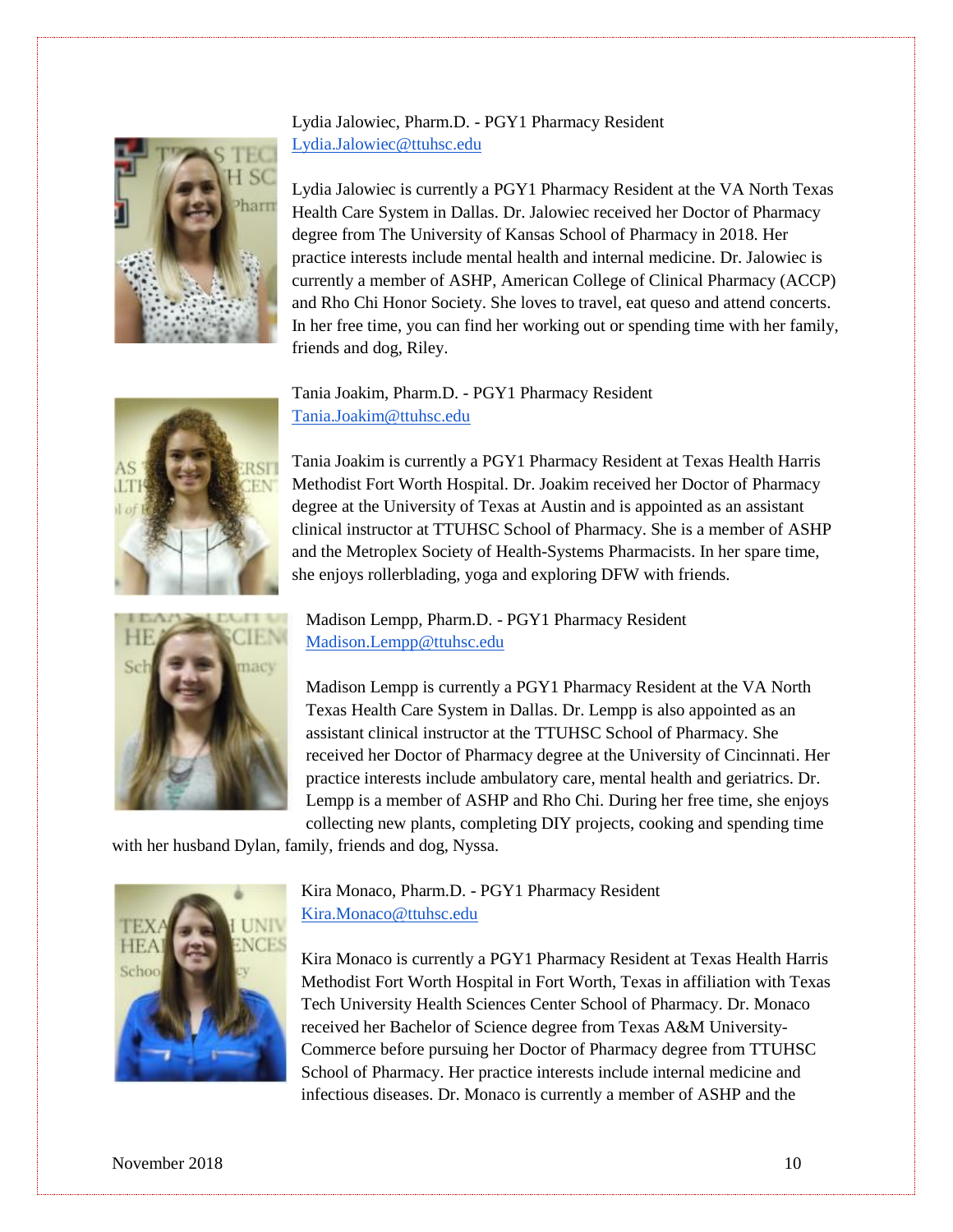Lydia Jalowiec, Pharm.D. - PGY1 Pharmacy Resident
Lydia.Jalowiec@ttuhsc.edu

Lydia Jalowiec is currently a PGY1 Pharmacy Resident at the VA North Texas Health Care System in Dallas. Dr. Jalowiec received her Doctor of Pharmacy degree from The University of Kansas School of Pharmacy in 2018. Her practice interests include mental health and internal medicine. Dr. Jalowiec is currently a member of ASHP, American College of Clinical Pharmacy (ACCP) and Rho Chi Honor Society. She loves to travel, eat queso and attend concerts. In her free time, you can find her working out or spending time with her family, friends and dog, Riley.

Tania Joakim, Pharm.D. - PGY1 Pharmacy Resident
Tania.Joakim@ttuhsc.edu

Tania Joakim is currently a PGY1 Pharmacy Resident at Texas Health Harris Methodist Fort Worth Hospital. Dr. Joakim received her Doctor of Pharmacy degree at the University of Texas at Austin and is appointed as an assistant clinical instructor at TTUHSC School of Pharmacy. She is a member of ASHP and the Metroplex Society of Health-Systems Pharmacists. In her spare time, she enjoys rollerblading, yoga and exploring DFW with friends.

Madison Lempp, Pharm.D. - PGY1 Pharmacy Resident
Madison.Lempp@ttuhsc.edu

Madison Lempp is currently a PGY1 Pharmacy Resident at the VA North Texas Health Care System in Dallas. Dr. Lempp is also appointed as an assistant clinical instructor at the TTUHSC School of Pharmacy. She received her Doctor of Pharmacy degree at the University of Cincinnati. Her practice interests include ambulatory care, mental health and geriatrics. Dr. Lempp is a member of ASHP and Rho Chi. During her free time, she enjoys collecting new plants, completing DIY projects, cooking and spending time with her husband Dylan, family, friends and dog, Nyssa.

Kira Monaco, Pharm.D. - PGY1 Pharmacy Resident
Kira.Monaco@ttuhsc.edu

Kira Monaco is currently a PGY1 Pharmacy Resident at Texas Health Harris Methodist Fort Worth Hospital in Fort Worth, Texas in affiliation with Texas Tech University Health Sciences Center School of Pharmacy. Dr. Monaco received her Bachelor of Science degree from Texas A&M University-Commerce before pursuing her Doctor of Pharmacy degree from TTUHSC School of Pharmacy. Her practice interests include internal medicine and infectious diseases. Dr. Monaco is currently a member of ASHP and the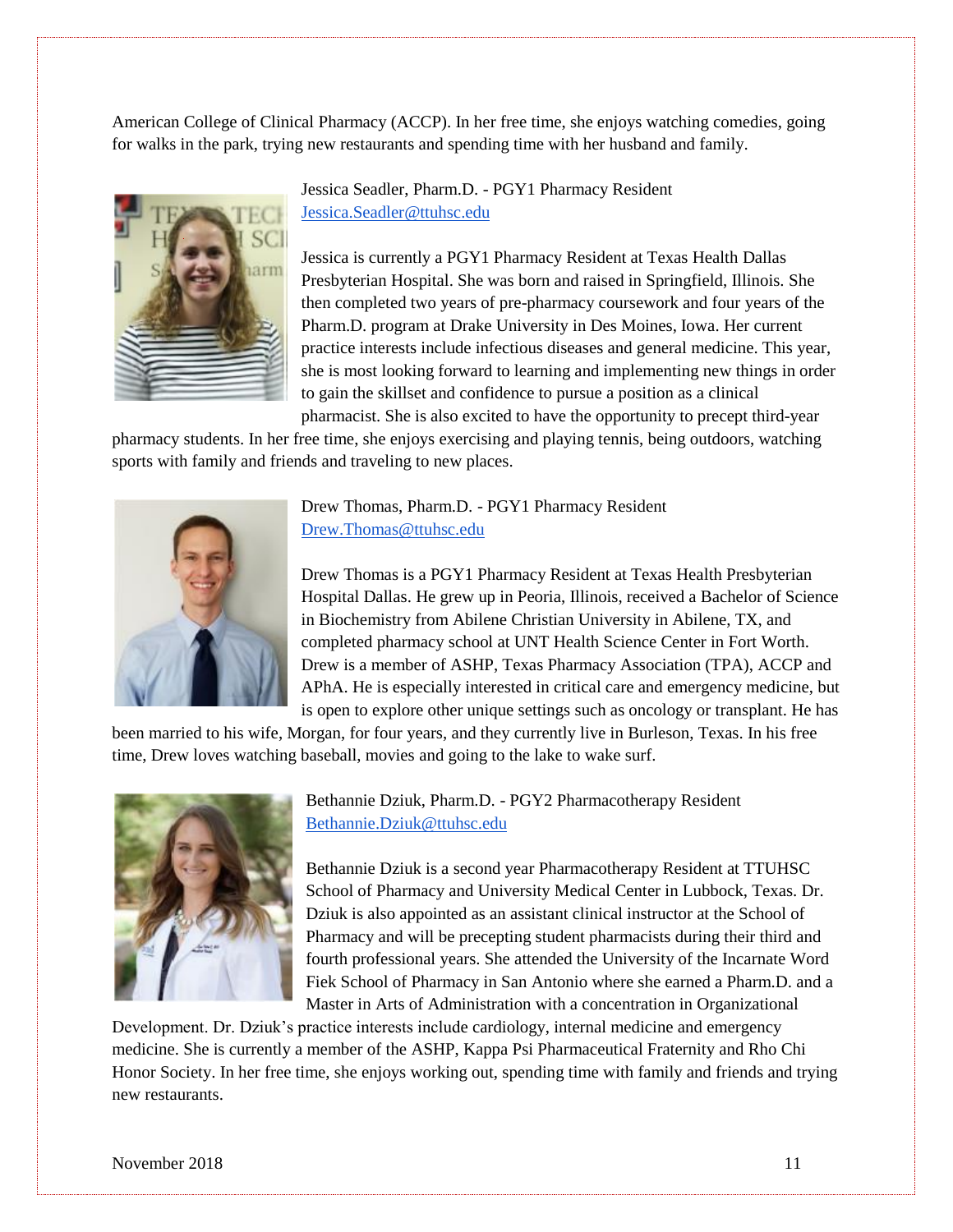American College of Clinical Pharmacy (ACCP). In her free time, she enjoys watching comedies, going for walks in the park, trying new restaurants and spending time with her husband and family.

Jessica Seadler, Pharm.D. - PGY1 Pharmacy Resident
Jessica.Seadler@ttuhsc.edu

Jessica is currently a PGY1 Pharmacy Resident at Texas Health Dallas Presbyterian Hospital. She was born and raised in Springfield, Illinois. She then completed two years of pre-pharmacy coursework and four years of the Pharm.D. program at Drake University in Des Moines, Iowa. Her current practice interests include infectious diseases and general medicine. This year, she is most looking forward to learning and implementing new things in order to gain the skillset and confidence to pursue a position as a clinical pharmacist. She is also excited to have the opportunity to precept third-year pharmacy students. In her free time, she enjoys exercising and playing tennis, being outdoors, watching sports with family and friends and traveling to new places.

Drew Thomas, Pharm.D. - PGY1 Pharmacy Resident
Drew.Thomas@ttuhsc.edu

Drew Thomas is a PGY1 Pharmacy Resident at Texas Health Presbyterian Hospital Dallas. He grew up in Peoria, Illinois, received a Bachelor of Science in Biochemistry from Abilene Christian University in Abilene, TX, and completed pharmacy school at UNT Health Science Center in Fort Worth. Drew is a member of ASHP, Texas Pharmacy Association (TPA), ACCP and APhA. He is especially interested in critical care and emergency medicine, but is open to explore other unique settings such as oncology or transplant. He has been married to his wife, Morgan, for four years, and they currently live in Burleson, Texas. In his free time, Drew loves watching baseball, movies and going to the lake to wake surf.

Bethannie Dziuk, Pharm.D. - PGY2 Pharmacotherapy Resident
Bethannie.Dziuk@ttuhsc.edu

Bethannie Dziuk is a second year Pharmacotherapy Resident at TTUHSC School of Pharmacy and University Medical Center in Lubbock, Texas. Dr. Dziuk is also appointed as an assistant clinical instructor at the School of Pharmacy and will be precepting student pharmacists during their third and fourth professional years. She attended the University of the Incarnate Word Fiek School of Pharmacy in San Antonio where she earned a Pharm.D. and a Master in Arts of Administration with a concentration in Organizational Development. Dr. Dziuk's practice interests include cardiology, internal medicine and emergency medicine. She is currently a member of the ASHP, Kappa Psi Pharmaceutical Fraternity and Rho Chi Honor Society. In her free time, she enjoys working out, spending time with family and friends and trying new restaurants.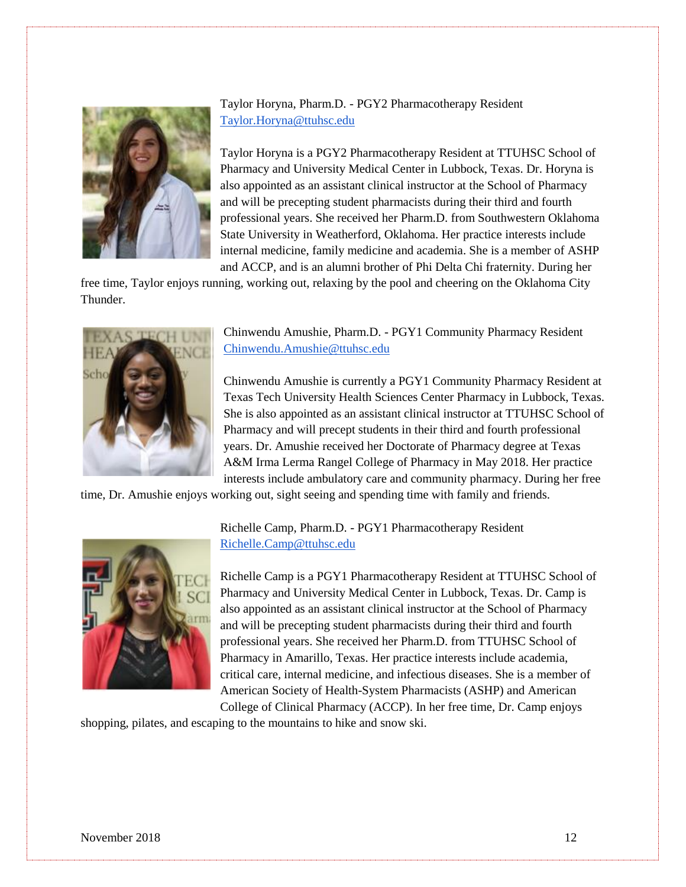Taylor Horyna, Pharm.D. - PGY2 Pharmacotherapy Resident
Taylor.Horyna@ttuhsc.edu

Taylor Horyna is a PGY2 Pharmacotherapy Resident at TTUHSC School of Pharmacy and University Medical Center in Lubbock, Texas. Dr. Horyna is also appointed as an assistant clinical instructor at the School of Pharmacy and will be precepting student pharmacists during their third and fourth professional years. She received her Pharm.D. from Southwestern Oklahoma State University in Weatherford, Oklahoma. Her practice interests include internal medicine, family medicine and academia. She is a member of ASHP and ACCP, and is an alumni brother of Phi Delta Chi fraternity. During her free time, Taylor enjoys running, working out, relaxing by the pool and cheering on the Oklahoma City Thunder.

Chinwendu Amushie, Pharm.D. - PGY1 Community Pharmacy Resident
Chinwendu.Amushie@ttuhsc.edu

Chinwendu Amushie is currently a PGY1 Community Pharmacy Resident at Texas Tech University Health Sciences Center Pharmacy in Lubbock, Texas. She is also appointed as an assistant clinical instructor at TTUHSC School of Pharmacy and will precept students in their third and fourth professional years. Dr. Amushie received her Doctorate of Pharmacy degree at Texas A&M Irma Lerma Rangel College of Pharmacy in May 2018. Her practice interests include ambulatory care and community pharmacy. During her free time, Dr. Amushie enjoys working out, sight seeing and spending time with family and friends.

Richelle Camp, Pharm.D. - PGY1 Pharmacotherapy Resident
Richelle.Camp@ttuhsc.edu

Richelle Camp is a PGY1 Pharmacotherapy Resident at TTUHSC School of Pharmacy and University Medical Center in Lubbock, Texas. Dr. Camp is also appointed as an assistant clinical instructor at the School of Pharmacy and will be precepting student pharmacists during their third and fourth professional years. She received her Pharm.D. from TTUHSC School of Pharmacy in Amarillo, Texas. Her practice interests include academia, critical care, internal medicine, and infectious diseases. She is a member of American Society of Health-System Pharmacists (ASHP) and American College of Clinical Pharmacy (ACCP). In her free time, Dr. Camp enjoys shopping, pilates, and escaping to the mountains to hike and snow ski.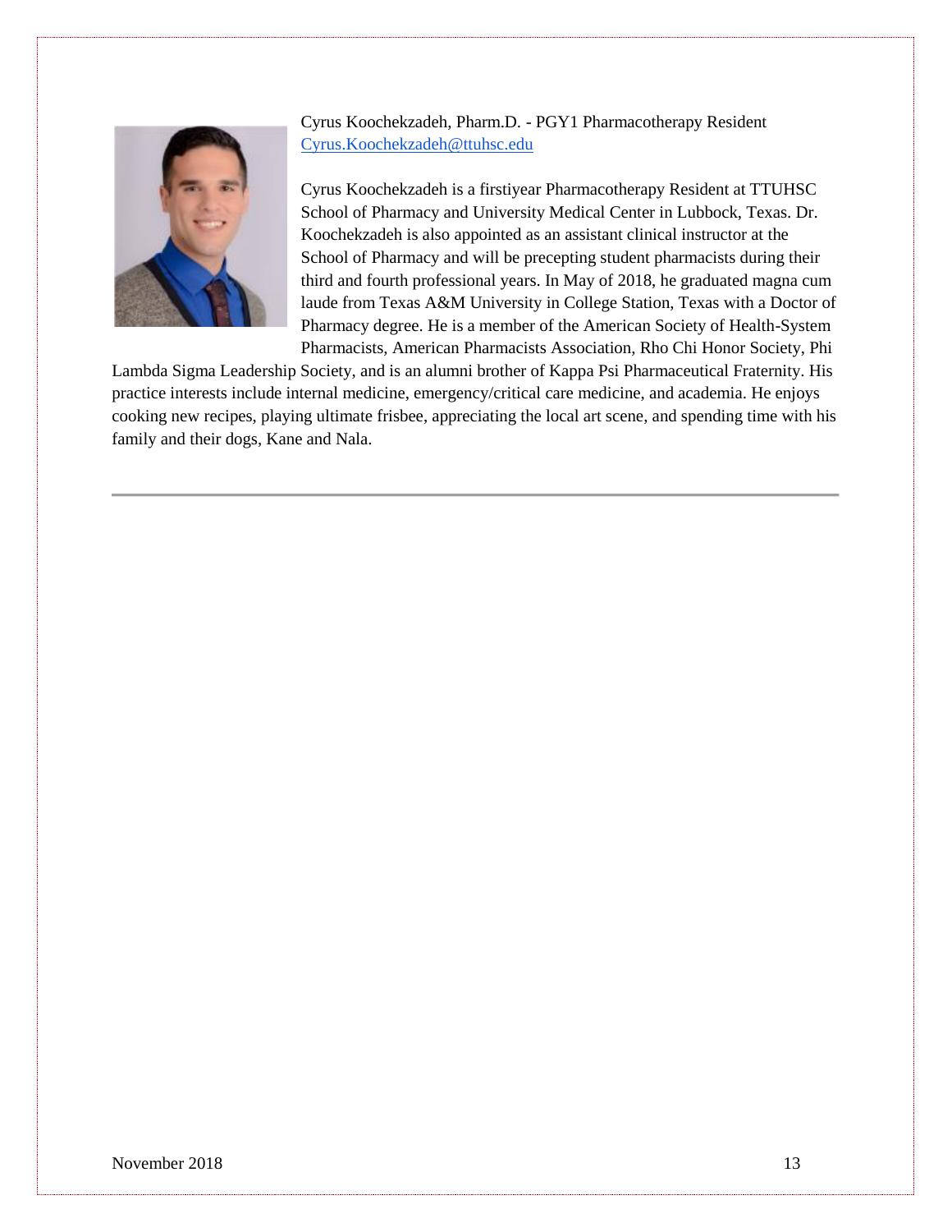Cyrus Koochekzadeh, Pharm.D. - PGY1 Pharmacotherapy Resident
Cyrus.Koochekzadeh@ttuhsc.edu

Cyrus Koochekzadeh is a firstiyear Pharmacotherapy Resident at TTUHSC School of Pharmacy and University Medical Center in Lubbock, Texas. Dr. Koochekzadeh is also appointed as an assistant clinical instructor at the School of Pharmacy and will be precepting student pharmacists during their third and fourth professional years. In May of 2018, he graduated magna cum laude from Texas A&M University in College Station, Texas with a Doctor of Pharmacy degree. He is a member of the American Society of Health-System Pharmacists, American Pharmacists Association, Rho Chi Honor Society, Phi Lambda Sigma Leadership Society, and is an alumni brother of Kappa Psi Pharmaceutical Fraternity. His practice interests include internal medicine, emergency/critical care medicine, and academia. He enjoys cooking new recipes, playing ultimate frisbee, appreciating the local art scene, and spending time with his family and their dogs, Kane and Nala.

---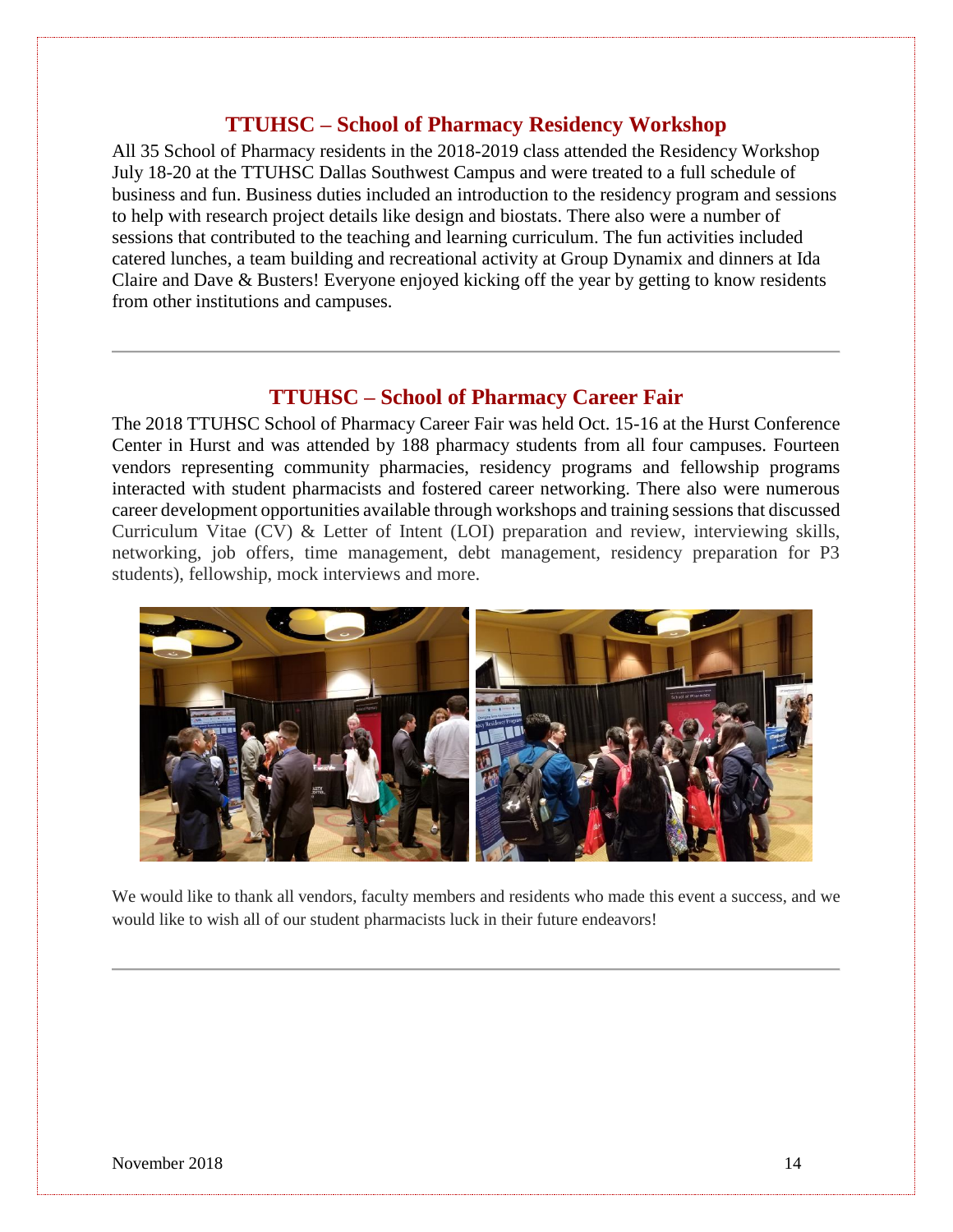## TTUHSC – School of Pharmacy Residency Workshop

All 35 School of Pharmacy residents in the 2018-2019 class attended the Residency Workshop July 18-20 at the TTUHSC Dallas Southwest Campus and were treated to a full schedule of business and fun. Business duties included an introduction to the residency program and sessions to help with research project details like design and biostats. There also were a number of sessions that contributed to the teaching and learning curriculum. The fun activities included catered lunches, a team building and recreational activity at Group Dynamix and dinners at Ida Claire and Dave & Busters! Everyone enjoyed kicking off the year by getting to know residents from other institutions and campuses.

---

## TTUHSC – School of Pharmacy Career Fair

The 2018 TTUHSC School of Pharmacy Career Fair was held Oct. 15-16 at the Hurst Conference Center in Hurst and was attended by 188 pharmacy students from all four campuses. Fourteen vendors representing community pharmacies, residency programs and fellowship programs interacted with student pharmacists and fostered career networking. There also were numerous career development opportunities available through workshops and training sessions that discussed Curriculum Vitae (CV) & Letter of Intent (LOI) preparation and review, interviewing skills, networking, job offers, time management, debt management, residency preparation for P3 students), fellowship, mock interviews and more.

We would like to thank all vendors, faculty members and residents who made this event a success, and we would like to wish all of our student pharmacists luck in their future endeavors!

---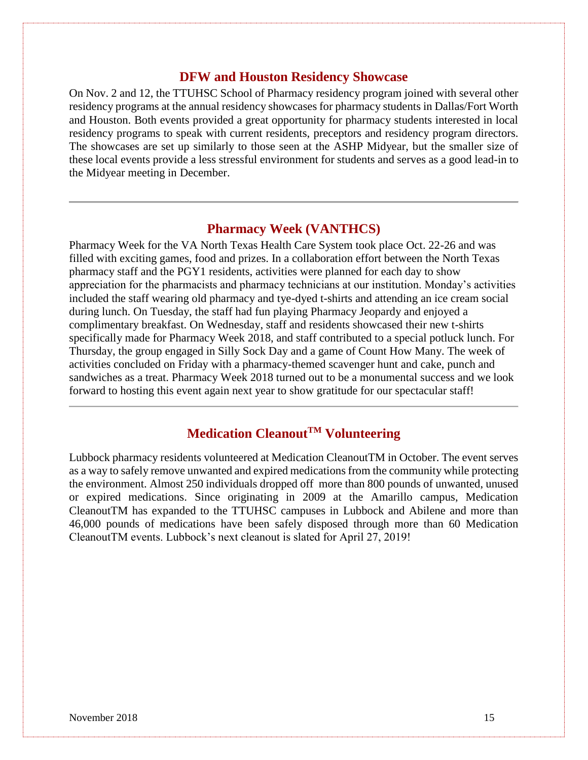## DFW and Houston Residency Showcase

On Nov. 2 and 12, the TTUHSC School of Pharmacy residency program joined with several other residency programs at the annual residency showcases for pharmacy students in Dallas/Fort Worth and Houston. Both events provided a great opportunity for pharmacy students interested in local residency programs to speak with current residents, preceptors and residency program directors. The showcases are set up similarly to those seen at the ASHP Midyear, but the smaller size of these local events provide a less stressful environment for students and serves as a good lead-in to the Midyear meeting in December.

---

## Pharmacy Week (VANTHCS)

Pharmacy Week for the VA North Texas Health Care System took place Oct. 22-26 and was filled with exciting games, food and prizes. In a collaboration effort between the North Texas pharmacy staff and the PGY1 residents, activities were planned for each day to show appreciation for the pharmacists and pharmacy technicians at our institution. Monday's activities included the staff wearing old pharmacy and tye-dyed t-shirts and attending an ice cream social during lunch. On Tuesday, the staff had fun playing Pharmacy Jeopardy and enjoyed a complimentary breakfast. On Wednesday, staff and residents showcased their new t-shirts specifically made for Pharmacy Week 2018, and staff contributed to a special potluck lunch. For Thursday, the group engaged in Silly Sock Day and a game of Count How Many. The week of activities concluded on Friday with a pharmacy-themed scavenger hunt and cake, punch and sandwiches as a treat. Pharmacy Week 2018 turned out to be a monumental success and we look forward to hosting this event again next year to show gratitude for our spectacular staff!

---

## Medication Cleanout™ Volunteering

Lubbock pharmacy residents volunteered at Medication CleanoutTM in October. The event serves as a way to safely remove unwanted and expired medications from the community while protecting the environment. Almost 250 individuals dropped off more than 800 pounds of unwanted, unused or expired medications. Since originating in 2009 at the Amarillo campus, Medication CleanoutTM has expanded to the TTUHSC campuses in Lubbock and Abilene and more than 46,000 pounds of medications have been safely disposed through more than 60 Medication CleanoutTM events. Lubbock's next cleanout is slated for April 27, 2019!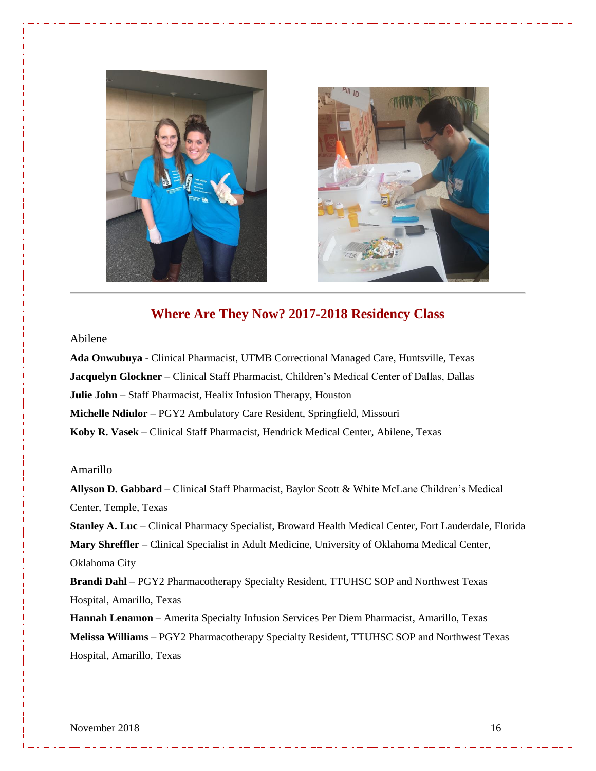## Where Are They Now? 2017-2018 Residency Class

Abilene

**Ada Onwubuya** - Clinical Pharmacist, UTMB Correctional Managed Care, Huntsville, Texas

**Jacquelyn Glockner** – Clinical Staff Pharmacist, Children's Medical Center of Dallas, Dallas

**Julie John** – Staff Pharmacist, Healix Infusion Therapy, Houston

**Michelle Ndiulor** – PGY2 Ambulatory Care Resident, Springfield, Missouri

**Koby R. Vasek** – Clinical Staff Pharmacist, Hendrick Medical Center, Abilene, Texas

Amarillo

**Allyson D. Gabbard** – Clinical Staff Pharmacist, Baylor Scott & White McLane Children's Medical Center, Temple, Texas

**Stanley A. Luc** – Clinical Pharmacy Specialist, Broward Health Medical Center, Fort Lauderdale, Florida

**Mary Shreffler** – Clinical Specialist in Adult Medicine, University of Oklahoma Medical Center, Oklahoma City

**Brandi Dahl** – PGY2 Pharmacotherapy Specialty Resident, TTUHSC SOP and Northwest Texas Hospital, Amarillo, Texas

**Hannah Lenamon** – Amerita Specialty Infusion Services Per Diem Pharmacist, Amarillo, Texas

**Melissa Williams** – PGY2 Pharmacotherapy Specialty Resident, TTUHSC SOP and Northwest Texas Hospital, Amarillo, Texas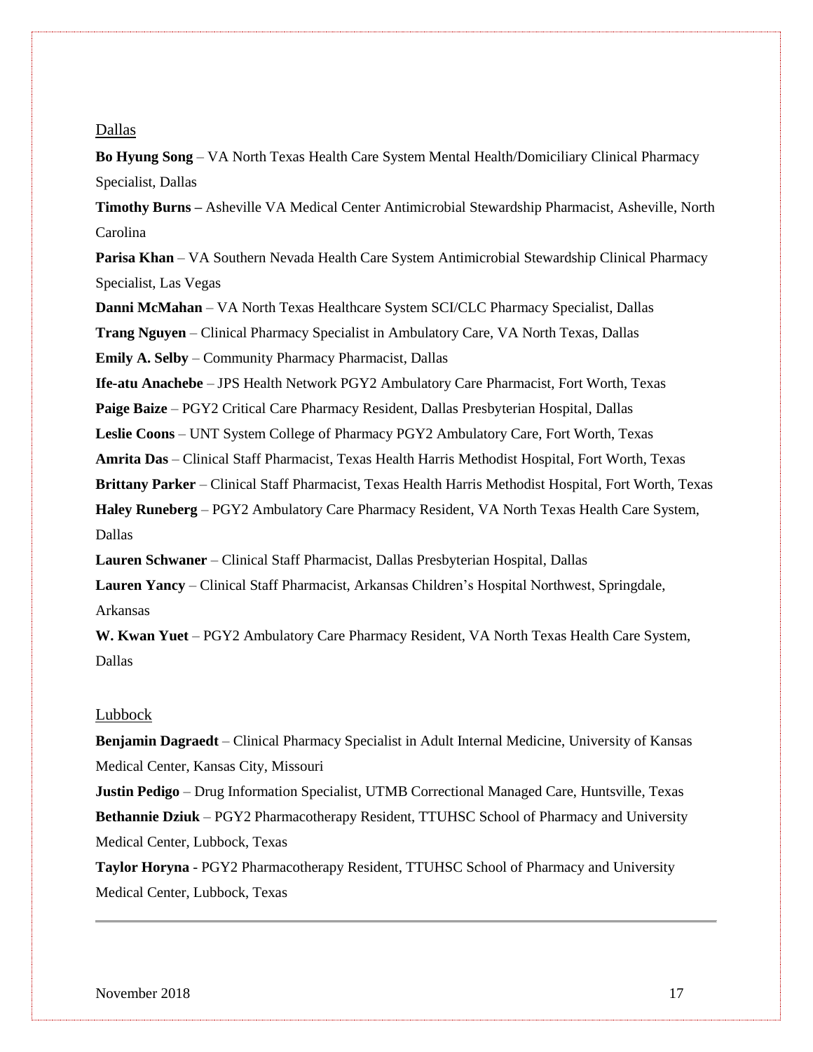Dallas

**Bo Hyung Song** – VA North Texas Health Care System Mental Health/Domiciliary Clinical Pharmacy Specialist, Dallas

**Timothy Burns –** Asheville VA Medical Center Antimicrobial Stewardship Pharmacist, Asheville, North Carolina

**Parisa Khan** – VA Southern Nevada Health Care System Antimicrobial Stewardship Clinical Pharmacy Specialist, Las Vegas

**Danni McMahan** – VA North Texas Healthcare System SCI/CLC Pharmacy Specialist, Dallas

**Trang Nguyen** – Clinical Pharmacy Specialist in Ambulatory Care, VA North Texas, Dallas

**Emily A. Selby** – Community Pharmacy Pharmacist, Dallas

**Ife-atu Anachebe** – JPS Health Network PGY2 Ambulatory Care Pharmacist, Fort Worth, Texas

**Paige Baize** – PGY2 Critical Care Pharmacy Resident, Dallas Presbyterian Hospital, Dallas

**Leslie Coons** – UNT System College of Pharmacy PGY2 Ambulatory Care, Fort Worth, Texas

**Amrita Das** – Clinical Staff Pharmacist, Texas Health Harris Methodist Hospital, Fort Worth, Texas

**Brittany Parker** – Clinical Staff Pharmacist, Texas Health Harris Methodist Hospital, Fort Worth, Texas

**Haley Runeberg** – PGY2 Ambulatory Care Pharmacy Resident, VA North Texas Health Care System, Dallas

**Lauren Schwaner** – Clinical Staff Pharmacist, Dallas Presbyterian Hospital, Dallas

**Lauren Yancy** – Clinical Staff Pharmacist, Arkansas Children's Hospital Northwest, Springdale, Arkansas

**W. Kwan Yuet** – PGY2 Ambulatory Care Pharmacy Resident, VA North Texas Health Care System, Dallas

Lubbock

**Benjamin Dagraedt** – Clinical Pharmacy Specialist in Adult Internal Medicine, University of Kansas Medical Center, Kansas City, Missouri

**Justin Pedigo** – Drug Information Specialist, UTMB Correctional Managed Care, Huntsville, Texas

**Bethannie Dziuk** – PGY2 Pharmacotherapy Resident, TTUHSC School of Pharmacy and University Medical Center, Lubbock, Texas

**Taylor Horyna** - PGY2 Pharmacotherapy Resident, TTUHSC School of Pharmacy and University Medical Center, Lubbock, Texas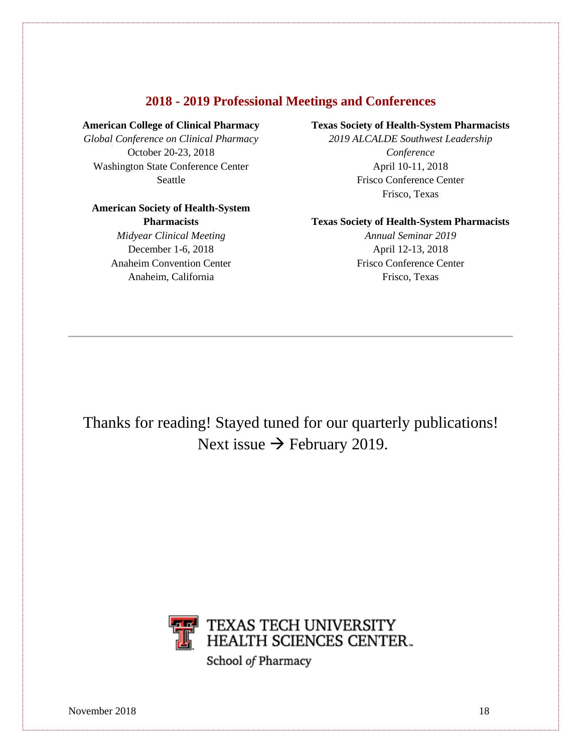## 2018 - 2019 Professional Meetings and Conferences

**American College of Clinical Pharmacy**
*Global Conference on Clinical Pharmacy*
October 20-23, 2018
Washington State Conference Center
Seattle

**American Society of Health-System Pharmacists**
*Midyear Clinical Meeting*
December 1-6, 2018
Anaheim Convention Center
Anaheim, California

**Texas Society of Health-System Pharmacists**
*2019 ALCALDE Southwest Leadership Conference*
April 10-11, 2018
Frisco Conference Center
Frisco, Texas

**Texas Society of Health-System Pharmacists**
*Annual Seminar 2019*
April 12-13, 2018
Frisco Conference Center
Frisco, Texas

---

Thanks for reading! Stayed tuned for our quarterly publications!
Next issue → February 2019.

TEXAS TECH UNIVERSITY
HEALTH SCIENCES CENTER.
School *of* Pharmacy